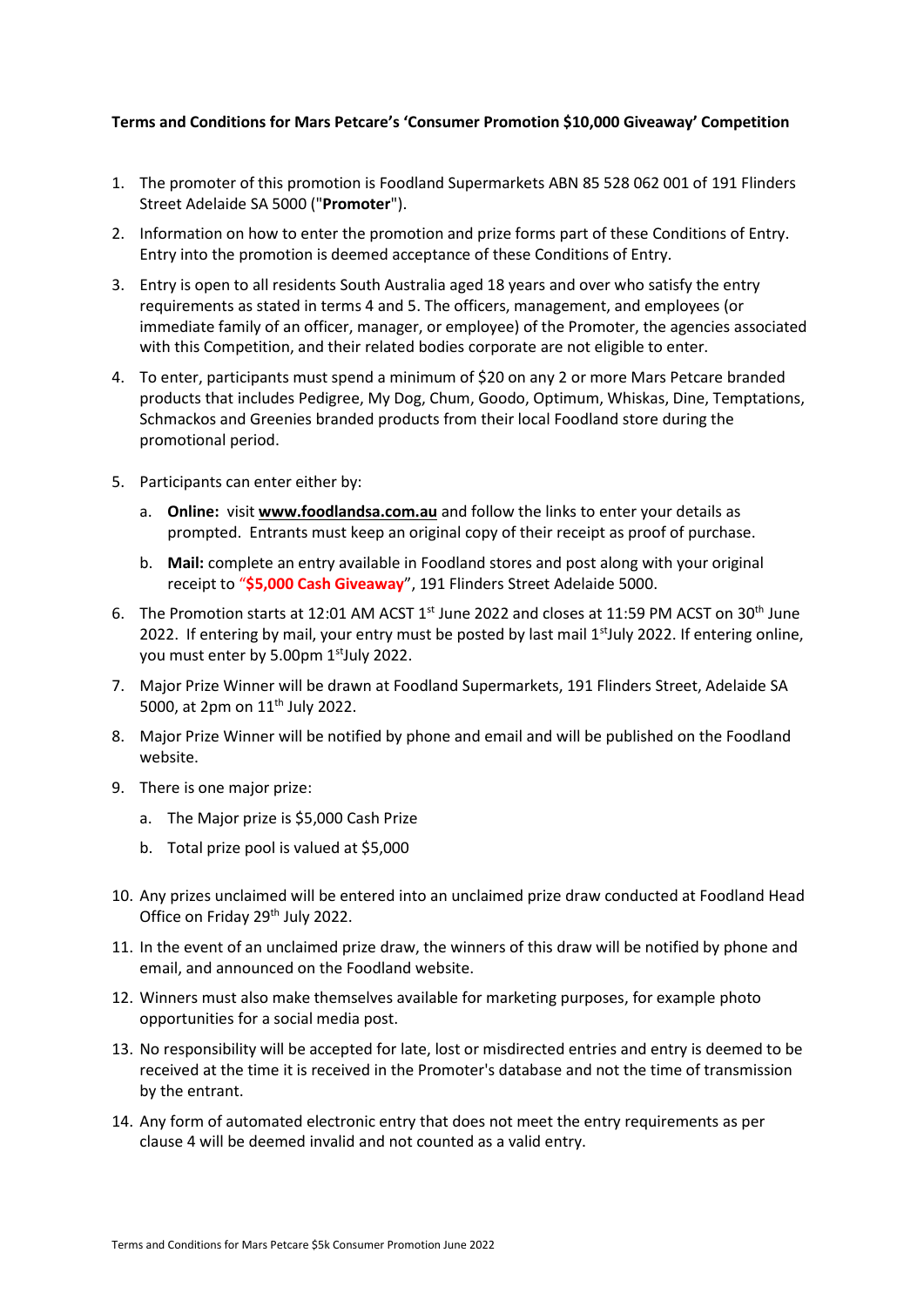**Terms and Conditions for Mars Petcare's 'Consumer Promotion $10,000 Giveaway' Competition**

1. The promoter of this promotion is Foodland Supermarkets ABN 85 528 062 001 of 191 Flinders Street Adelaide SA 5000 ("**Promoter**").
2. Information on how to enter the promotion and prize forms part of these Conditions of Entry. Entry into the promotion is deemed acceptance of these Conditions of Entry.
3. Entry is open to all residents South Australia aged 18 years and over who satisfy the entry requirements as stated in terms 4 and 5. The officers, management, and employees (or immediate family of an officer, manager, or employee) of the Promoter, the agencies associated with this Competition, and their related bodies corporate are not eligible to enter.
4. To enter, participants must spend a minimum of $20 on any 2 or more Mars Petcare branded products that includes Pedigree, My Dog, Chum, Goodo, Optimum, Whiskas, Dine, Temptations, Schmackos and Greenies branded products from their local Foodland store during the promotional period.
5. Participants can enter either by:
    a. **Online:** visit **www.foodlandsa.com.au** and follow the links to enter your details as prompted. Entrants must keep an original copy of their receipt as proof of purchase.
    b. **Mail:** complete an entry available in Foodland stores and post along with your original receipt to "**$5,000 Cash Giveaway**", 191 Flinders Street Adelaide 5000.
6. The Promotion starts at 12:01 AM ACST 1st June 2022 and closes at 11:59 PM ACST on 30th June 2022. If entering by mail, your entry must be posted by last mail 1st July 2022. If entering online, you must enter by 5.00pm 1st July 2022.
7. Major Prize Winner will be drawn at Foodland Supermarkets, 191 Flinders Street, Adelaide SA 5000, at 2pm on 11th July 2022.
8. Major Prize Winner will be notified by phone and email and will be published on the Foodland website.
9. There is one major prize:
    a. The Major prize is $5,000 Cash Prize
    b. Total prize pool is valued at $5,000
10. Any prizes unclaimed will be entered into an unclaimed prize draw conducted at Foodland Head Office on Friday 29th July 2022.
11. In the event of an unclaimed prize draw, the winners of this draw will be notified by phone and email, and announced on the Foodland website.
12. Winners must also make themselves available for marketing purposes, for example photo opportunities for a social media post.
13. No responsibility will be accepted for late, lost or misdirected entries and entry is deemed to be received at the time it is received in the Promoter's database and not the time of transmission by the entrant.
14. Any form of automated electronic entry that does not meet the entry requirements as per clause 4 will be deemed invalid and not counted as a valid entry.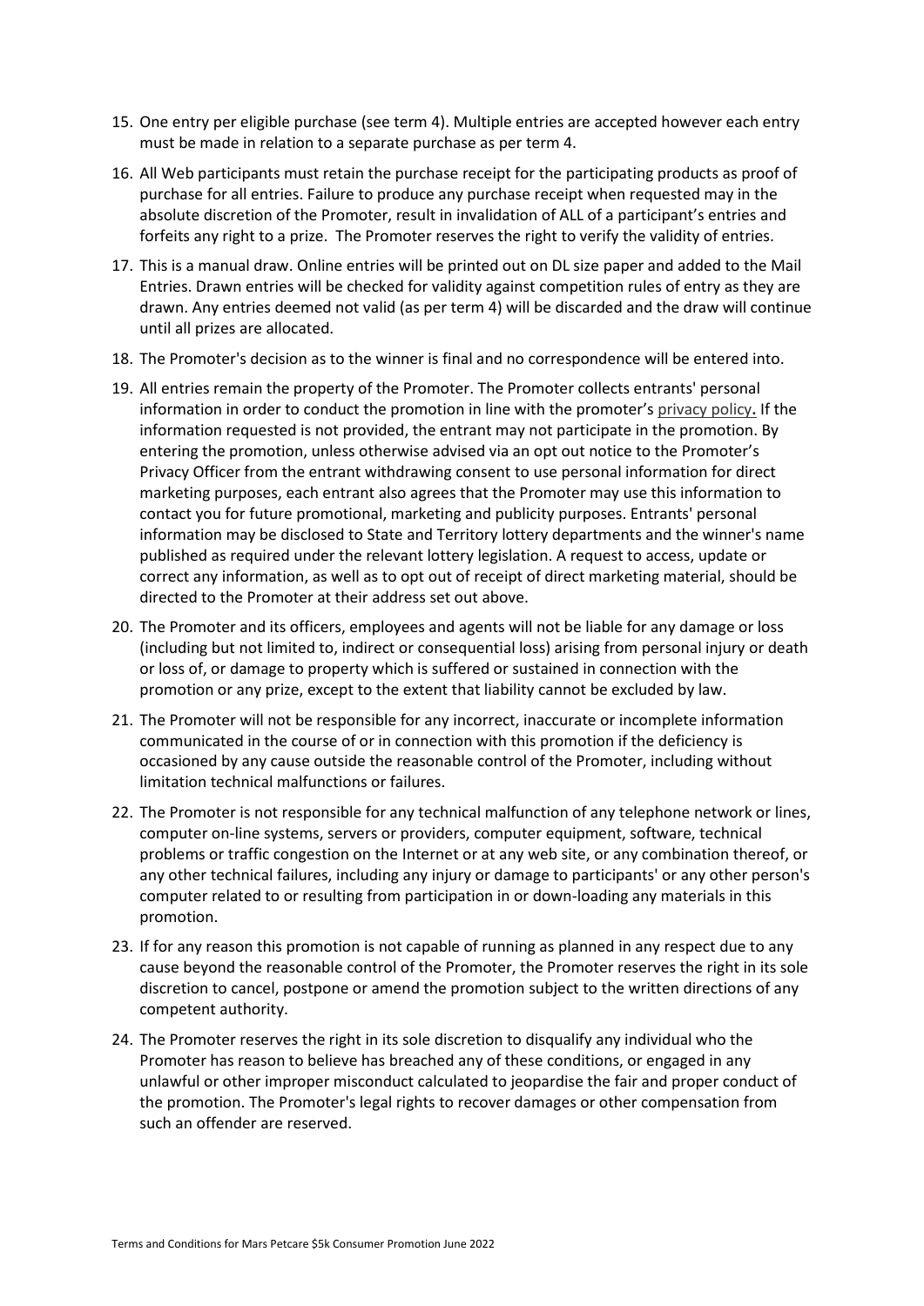15. One entry per eligible purchase (see term 4). Multiple entries are accepted however each entry must be made in relation to a separate purchase as per term 4.
16. All Web participants must retain the purchase receipt for the participating products as proof of purchase for all entries. Failure to produce any purchase receipt when requested may in the absolute discretion of the Promoter, result in invalidation of ALL of a participant's entries and forfeits any right to a prize. The Promoter reserves the right to verify the validity of entries.
17. This is a manual draw. Online entries will be printed out on DL size paper and added to the Mail Entries. Drawn entries will be checked for validity against competition rules of entry as they are drawn. Any entries deemed not valid (as per term 4) will be discarded and the draw will continue until all prizes are allocated.
18. The Promoter's decision as to the winner is final and no correspondence will be entered into.
19. All entries remain the property of the Promoter. The Promoter collects entrants' personal information in order to conduct the promotion in line with the promoter's privacy policy. If the information requested is not provided, the entrant may not participate in the promotion. By entering the promotion, unless otherwise advised via an opt out notice to the Promoter's Privacy Officer from the entrant withdrawing consent to use personal information for direct marketing purposes, each entrant also agrees that the Promoter may use this information to contact you for future promotional, marketing and publicity purposes. Entrants' personal information may be disclosed to State and Territory lottery departments and the winner's name published as required under the relevant lottery legislation. A request to access, update or correct any information, as well as to opt out of receipt of direct marketing material, should be directed to the Promoter at their address set out above.
20. The Promoter and its officers, employees and agents will not be liable for any damage or loss (including but not limited to, indirect or consequential loss) arising from personal injury or death or loss of, or damage to property which is suffered or sustained in connection with the promotion or any prize, except to the extent that liability cannot be excluded by law.
21. The Promoter will not be responsible for any incorrect, inaccurate or incomplete information communicated in the course of or in connection with this promotion if the deficiency is occasioned by any cause outside the reasonable control of the Promoter, including without limitation technical malfunctions or failures.
22. The Promoter is not responsible for any technical malfunction of any telephone network or lines, computer on-line systems, servers or providers, computer equipment, software, technical problems or traffic congestion on the Internet or at any web site, or any combination thereof, or any other technical failures, including any injury or damage to participants' or any other person's computer related to or resulting from participation in or down-loading any materials in this promotion.
23. If for any reason this promotion is not capable of running as planned in any respect due to any cause beyond the reasonable control of the Promoter, the Promoter reserves the right in its sole discretion to cancel, postpone or amend the promotion subject to the written directions of any competent authority.
24. The Promoter reserves the right in its sole discretion to disqualify any individual who the Promoter has reason to believe has breached any of these conditions, or engaged in any unlawful or other improper misconduct calculated to jeopardise the fair and proper conduct of the promotion. The Promoter's legal rights to recover damages or other compensation from such an offender are reserved.